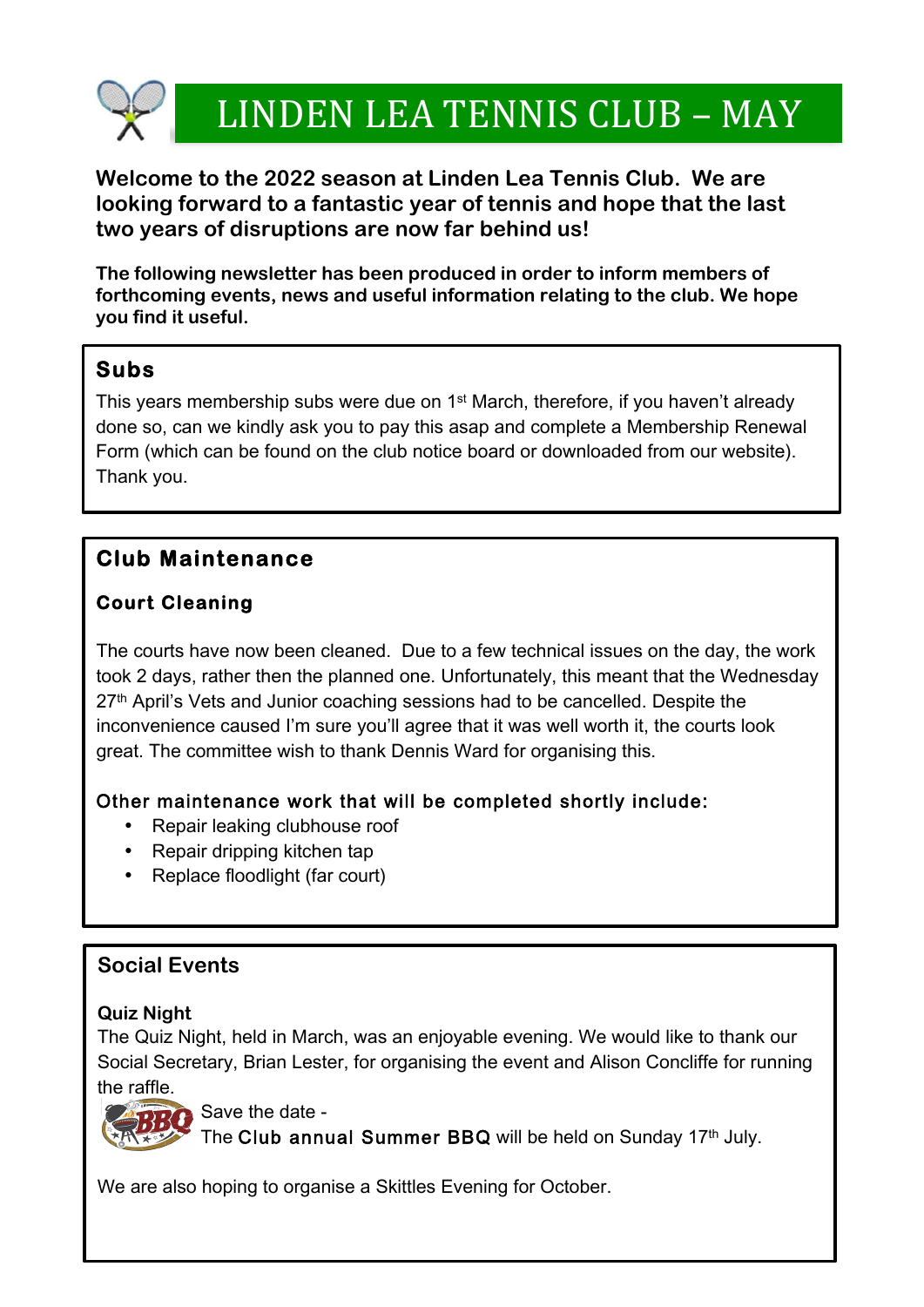# LINDEN LEA TENNIS CLUB – MAY

**Welcome to the 2022 season at Linden Lea Tennis Club. We are looking forward to a fantastic year of tennis and hope that the last two years of disruptions are now far behind us!**

**The following newsletter has been produced in order to inform members of forthcoming events, news and useful information relating to the club. We hope you find it useful.**

## Subs

This years membership subs were due on 1st March, therefore, if you haven't already done so, can we kindly ask you to pay this asap and complete a Membership Renewal Form (which can be found on the club notice board or downloaded from our website). Thank you.

## Club Maintenance

### Court Cleaning

The courts have now been cleaned. Due to a few technical issues on the day, the work took 2 days, rather then the planned one. Unfortunately, this meant that the Wednesday 27th April's Vets and Junior coaching sessions had to be cancelled. Despite the inconvenience caused I'm sure you'll agree that it was well worth it, the courts look great. The committee wish to thank Dennis Ward for organising this.

### Other maintenance work that will be completed shortly include:

- Repair leaking clubhouse roof
- Repair dripping kitchen tap
- Replace floodlight (far court)

## Social Events

**Quiz Night**

The Quiz Night, held in March, was an enjoyable evening. We would like to thank our Social Secretary, Brian Lester, for organising the event and Alison Concliffe for running the raffle.

Save the date -
The **Club annual Summer BBQ** will be held on Sunday 17th July.

We are also hoping to organise a Skittles Evening for October.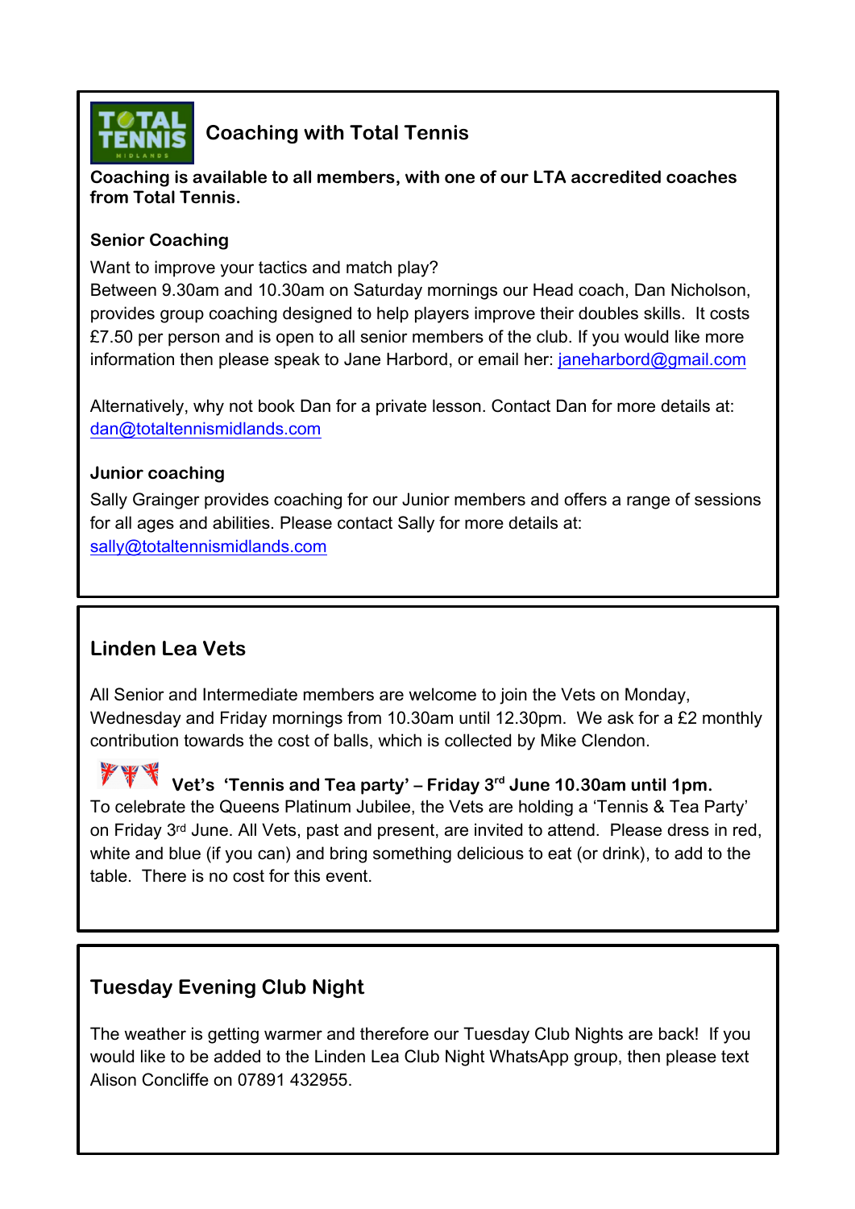## Coaching with Total Tennis

**Coaching is available to all members, with one of our LTA accredited coaches from Total Tennis.**

### Senior Coaching

Want to improve your tactics and match play?
Between 9.30am and 10.30am on Saturday mornings our Head coach, Dan Nicholson, provides group coaching designed to help players improve their doubles skills. It costs £7.50 per person and is open to all senior members of the club. If you would like more information then please speak to Jane Harbord, or email her: janeharbord@gmail.com

Alternatively, why not book Dan for a private lesson. Contact Dan for more details at: dan@totaltennismidlands.com

### Junior coaching

Sally Grainger provides coaching for our Junior members and offers a range of sessions for all ages and abilities. Please contact Sally for more details at: sally@totaltennismidlands.com

## Linden Lea Vets

All Senior and Intermediate members are welcome to join the Vets on Monday, Wednesday and Friday mornings from 10.30am until 12.30pm. We ask for a £2 monthly contribution towards the cost of balls, which is collected by Mike Clendon.

**Vet's 'Tennis and Tea party' – Friday 3rd June 10.30am until 1pm.**
To celebrate the Queens Platinum Jubilee, the Vets are holding a 'Tennis & Tea Party' on Friday 3rd June. All Vets, past and present, are invited to attend. Please dress in red, white and blue (if you can) and bring something delicious to eat (or drink), to add to the table. There is no cost for this event.

## Tuesday Evening Club Night

The weather is getting warmer and therefore our Tuesday Club Nights are back! If you would like to be added to the Linden Lea Club Night WhatsApp group, then please text Alison Concliffe on 07891 432955.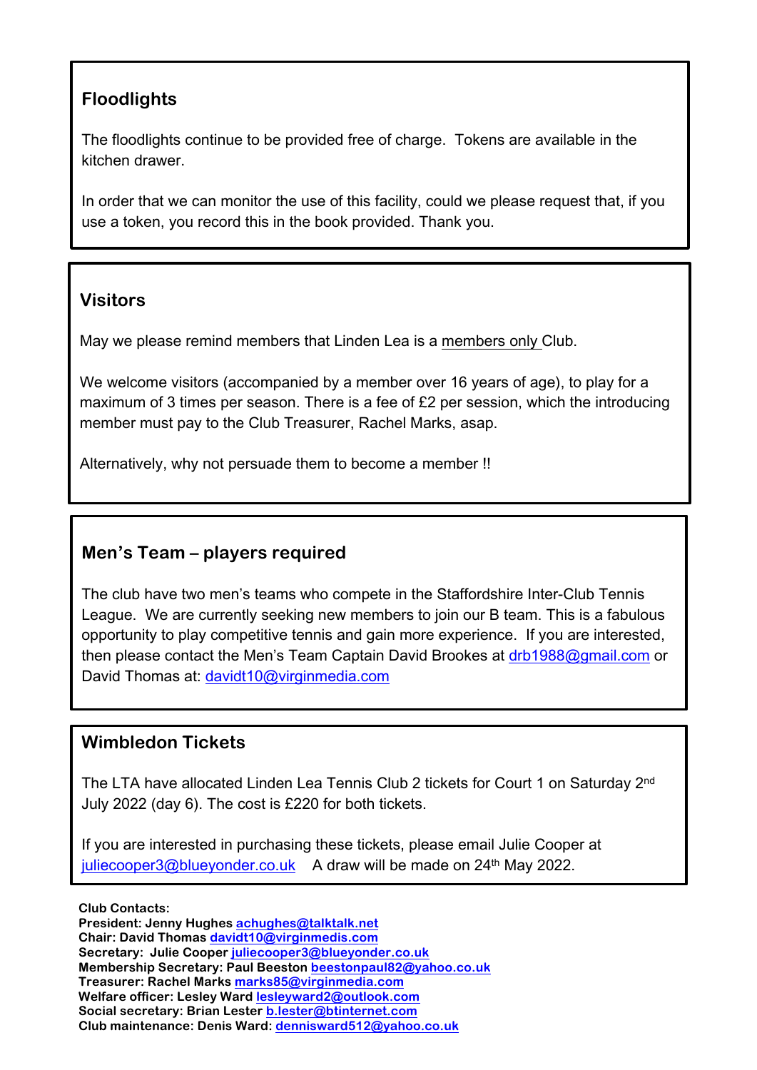## Floodlights

The floodlights continue to be provided free of charge. Tokens are available in the kitchen drawer.

In order that we can monitor the use of this facility, could we please request that, if you use a token, you record this in the book provided. Thank you.

## Visitors

May we please remind members that Linden Lea is a members only Club.

We welcome visitors (accompanied by a member over 16 years of age), to play for a maximum of 3 times per season. There is a fee of £2 per session, which the introducing member must pay to the Club Treasurer, Rachel Marks, asap.

Alternatively, why not persuade them to become a member !!

## Men's Team – players required

The club have two men's teams who compete in the Staffordshire Inter-Club Tennis League. We are currently seeking new members to join our B team. This is a fabulous opportunity to play competitive tennis and gain more experience. If you are interested, then please contact the Men's Team Captain David Brookes at drb1988@gmail.com or David Thomas at: davidt10@virginmedia.com

## Wimbledon Tickets

The LTA have allocated Linden Lea Tennis Club 2 tickets for Court 1 on Saturday 2nd July 2022 (day 6). The cost is £220 for both tickets.

If you are interested in purchasing these tickets, please email Julie Cooper at juliecooper3@blueyonder.co.uk A draw will be made on 24th May 2022.

**Club Contacts:**
**President: Jenny Hughes achughes@talktalk.net**
**Chair: David Thomas davidt10@virginmedis.com**
**Secretary: Julie Cooper juliecooper3@blueyonder.co.uk**
**Membership Secretary: Paul Beeston beestonpaul82@yahoo.co.uk**
**Treasurer: Rachel Marks marks85@virginmedia.com**
**Welfare officer: Lesley Ward lesleyward2@outlook.com**
**Social secretary: Brian Lester b.lester@btinternet.com**
**Club maintenance: Denis Ward: denisward512@yahoo.co.uk**